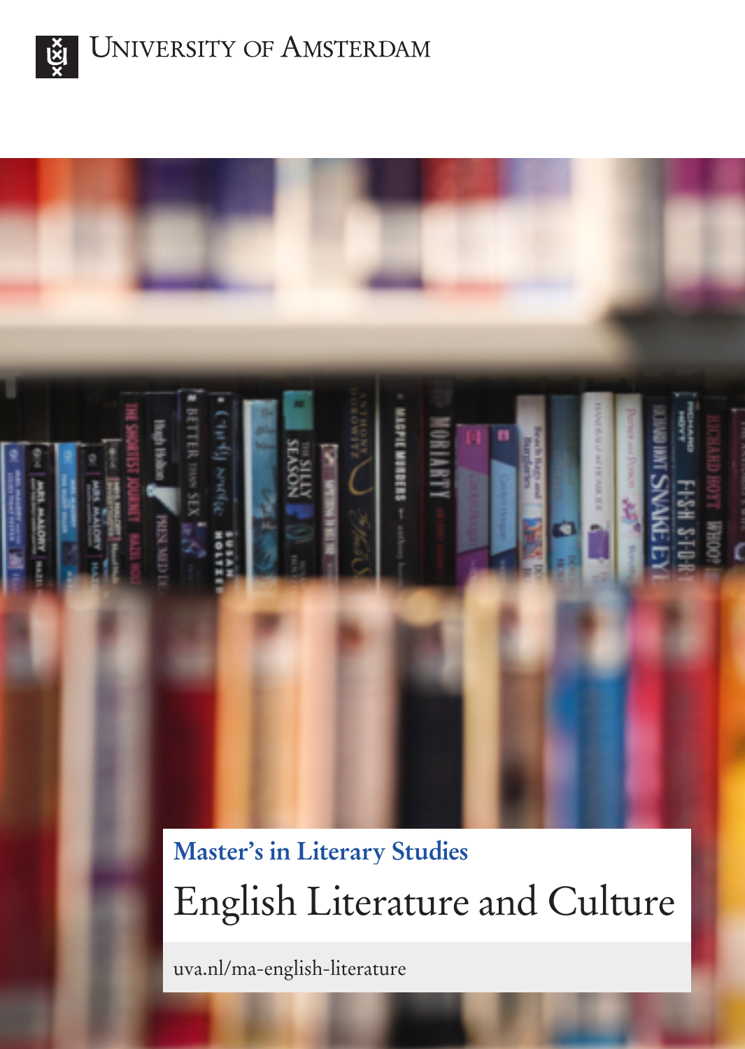University of Amsterdam

## Master's in Literary Studies

# English Literature and Culture

uva.nl/ma-english-literature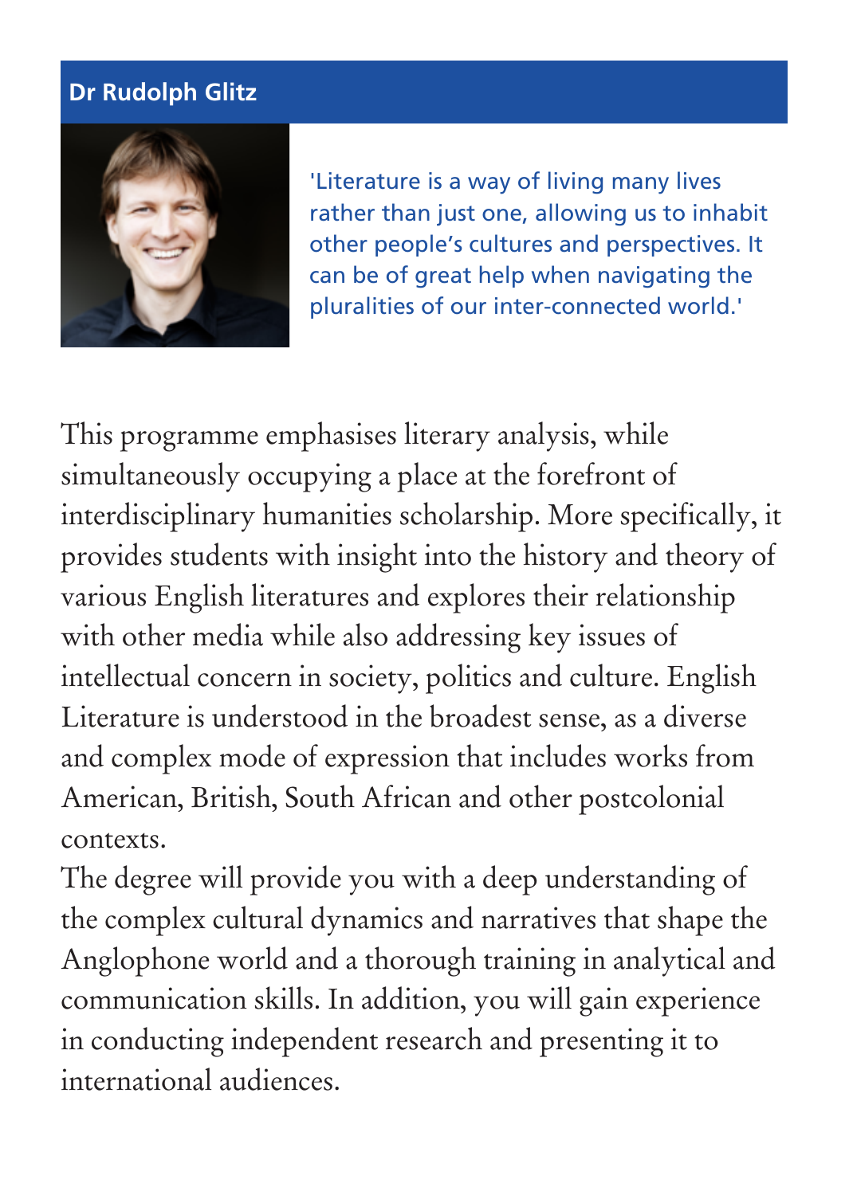## Dr Rudolph Glitz

'Literature is a way of living many lives rather than just one, allowing us to inhabit other people's cultures and perspectives. It can be of great help when navigating the pluralities of our inter-connected world.'

This programme emphasises literary analysis, while simultaneously occupying a place at the forefront of interdisciplinary humanities scholarship. More specifically, it provides students with insight into the history and theory of various English literatures and explores their relationship with other media while also addressing key issues of intellectual concern in society, politics and culture. English Literature is understood in the broadest sense, as a diverse and complex mode of expression that includes works from American, British, South African and other postcolonial contexts.

The degree will provide you with a deep understanding of the complex cultural dynamics and narratives that shape the Anglophone world and a thorough training in analytical and communication skills. In addition, you will gain experience in conducting independent research and presenting it to international audiences.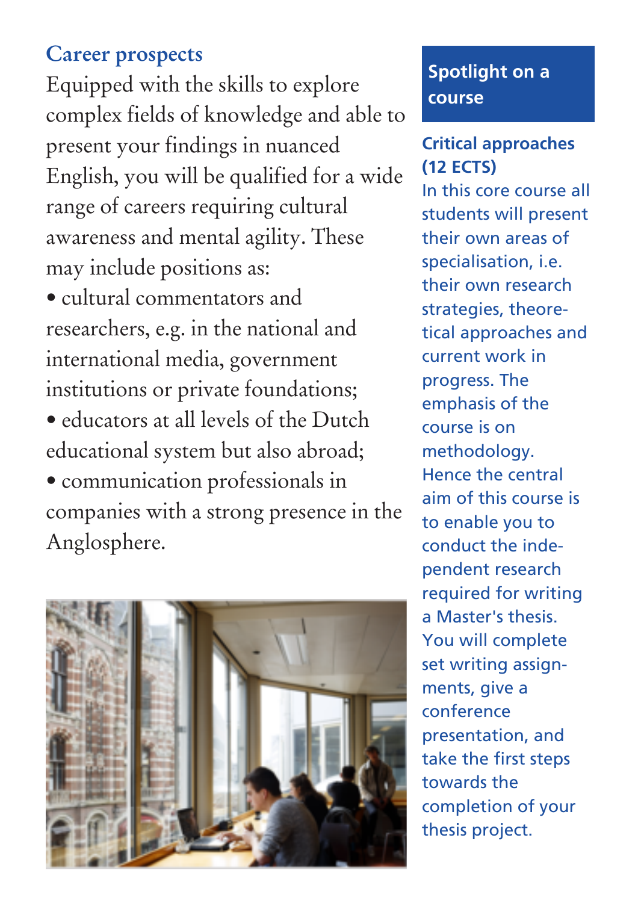## Career prospects

Equipped with the skills to explore complex fields of knowledge and able to present your findings in nuanced English, you will be qualified for a wide range of careers requiring cultural awareness and mental agility. These may include positions as:

- cultural commentators and researchers, e.g. in the national and international media, government institutions or private foundations;
- educators at all levels of the Dutch educational system but also abroad;
- communication professionals in companies with a strong presence in the Anglosphere.

## Spotlight on a course

### Critical approaches (12 ECTS)

In this core course all students will present their own areas of specialisation, i.e. their own research strategies, theoretical approaches and current work in progress. The emphasis of the course is on methodology. Hence the central aim of this course is to enable you to conduct the independent research required for writing a Master's thesis. You will complete set writing assignments, give a conference presentation, and take the first steps towards the completion of your thesis project.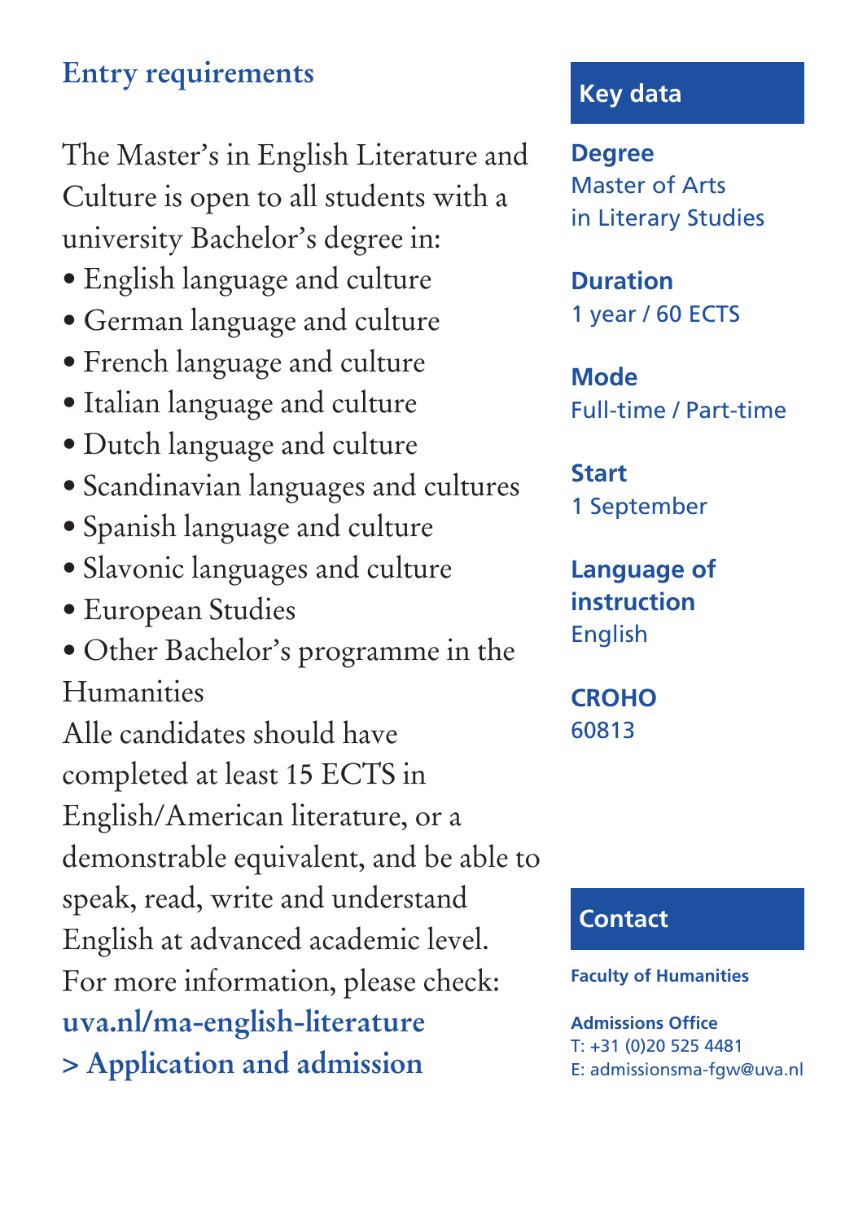## Entry requirements

The Master's in English Literature and Culture is open to all students with a university Bachelor's degree in:

- English language and culture
- German language and culture
- French language and culture
- Italian language and culture
- Dutch language and culture
- Scandinavian languages and cultures
- Spanish language and culture
- Slavonic languages and culture
- European Studies
- Other Bachelor's programme in the Humanities

Alle candidates should have completed at least 15 ECTS in English/American literature, or a demonstrable equivalent, and be able to speak, read, write and understand English at advanced academic level.

For more information, please check:
**uva.nl/ma-english-literature**
**> Application and admission**

## Key data

**Degree**
Master of Arts in Literary Studies

**Duration**
1 year / 60 ECTS

**Mode**
Full-time / Part-time

**Start**
1 September

**Language of instruction**
English

**CROHO**
60813

## Contact

**Faculty of Humanities**

**Admissions Office**
T: +31 (0)20 525 4481
E: admissionsma-fgw@uva.nl